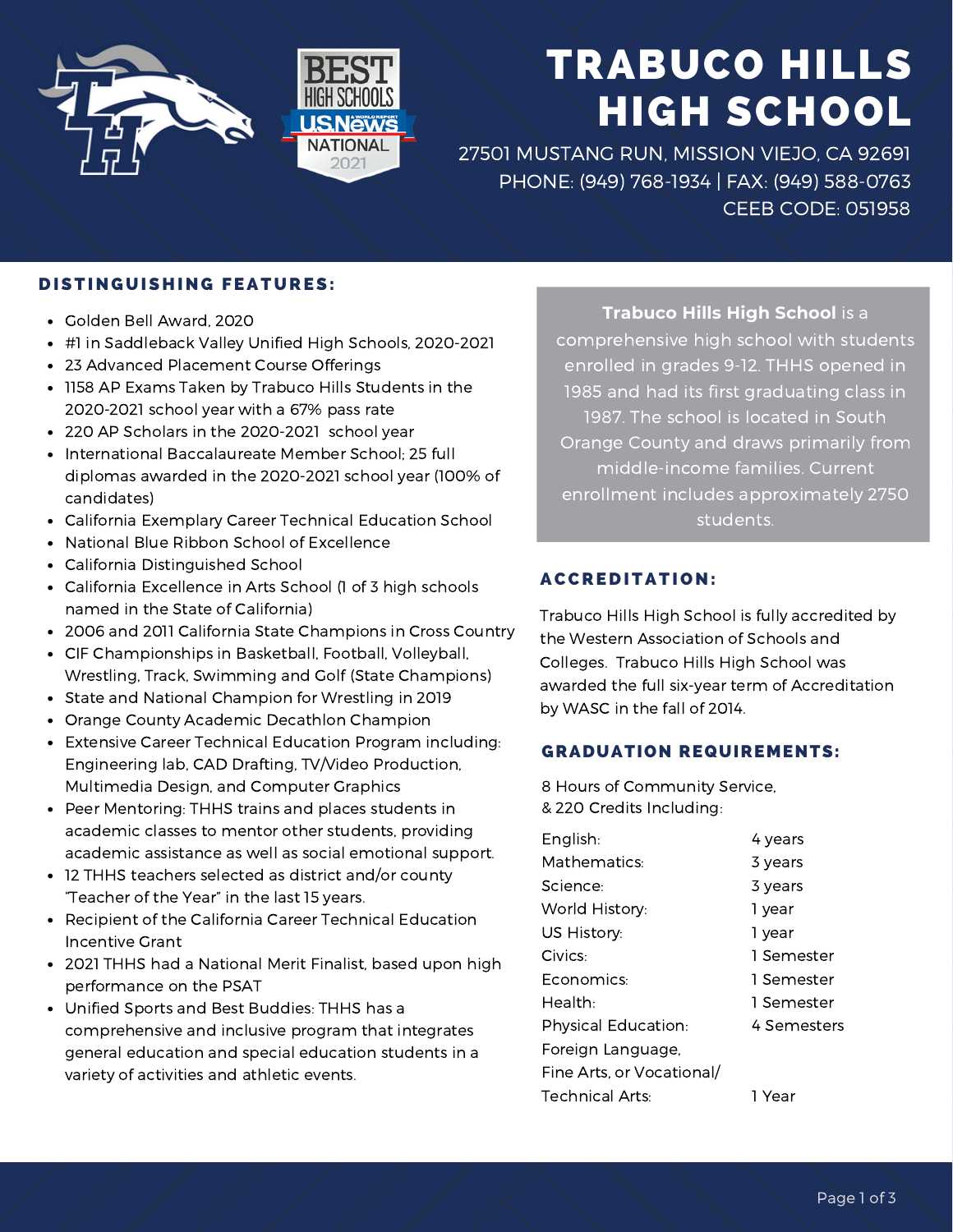# TRABUCO HILLS HIGH SCHOOL

27501 MUSTANG RUN, MISSION VIEJO, CA 92691
PHONE: (949) 768-1934 | FAX: (949) 588-0763
CEEB CODE: 051958

## DISTINGUISHING FEATURES:

- Golden Bell Award, 2020
- #1 in Saddleback Valley Unified High Schools, 2020-2021
- 23 Advanced Placement Course Offerings
- 1158 AP Exams Taken by Trabuco Hills Students in the 2020-2021 school year with a 67% pass rate
- 220 AP Scholars in the 2020-2021 school year
- International Baccalaureate Member School; 25 full diplomas awarded in the 2020-2021 school year (100% of candidates)
- California Exemplary Career Technical Education School
- National Blue Ribbon School of Excellence
- California Distinguished School
- California Excellence in Arts School (1 of 3 high schools named in the State of California)
- 2006 and 2011 California State Champions in Cross Country
- CIF Championships in Basketball, Football, Volleyball, Wrestling, Track, Swimming and Golf (State Champions)
- State and National Champion for Wrestling in 2019
- Orange County Academic Decathlon Champion
- Extensive Career Technical Education Program including: Engineering lab, CAD Drafting, TV/Video Production, Multimedia Design, and Computer Graphics
- Peer Mentoring: THHS trains and places students in academic classes to mentor other students, providing academic assistance as well as social emotional support.
- 12 THHS teachers selected as district and/or county "Teacher of the Year" in the last 15 years.
- Recipient of the California Career Technical Education Incentive Grant
- 2021 THHS had a National Merit Finalist, based upon high performance on the PSAT
- Unified Sports and Best Buddies: THHS has a comprehensive and inclusive program that integrates general education and special education students in a variety of activities and athletic events.

**Trabuco Hills High School** is a comprehensive high school with students enrolled in grades 9-12. THHS opened in 1985 and had its first graduating class in 1987. The school is located in South Orange County and draws primarily from middle-income families. Current enrollment includes approximately 2750 students.

## ACCREDITATION:

Trabuco Hills High School is fully accredited by the Western Association of Schools and Colleges. Trabuco Hills High School was awarded the full six-year term of Accreditation by WASC in the fall of 2014.

## GRADUATION REQUIREMENTS:

8 Hours of Community Service,
& 220 Credits Including:

| Subject | Requirement |
| --- | --- |
| English: | 4 years |
| Mathematics: | 3 years |
| Science: | 3 years |
| World History: | 1 year |
| US History: | 1 year |
| Civics: | 1 Semester |
| Economics: | 1 Semester |
| Health: | 1 Semester |
| Physical Education: | 4 Semesters |
| Foreign Language, Fine Arts, or Vocational/ Technical Arts: | 1 Year |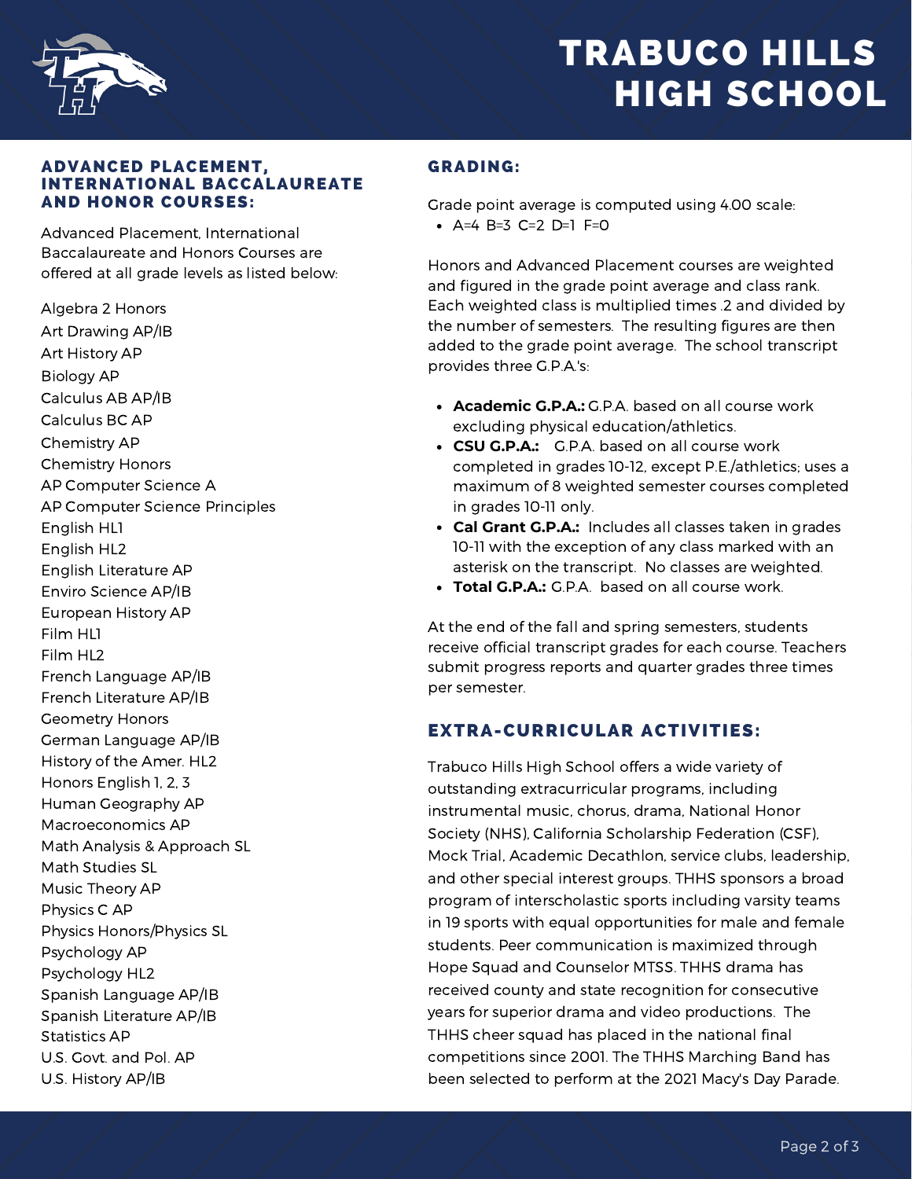# TRABUCO HILLS HIGH SCHOOL

## ADVANCED PLACEMENT, INTERNATIONAL BACCALAUREATE AND HONOR COURSES:

Advanced Placement, International Baccalaureate and Honors Courses are offered at all grade levels as listed below:

Algebra 2 Honors
Art Drawing AP/IB
Art History AP
Biology AP
Calculus AB AP/IB
Calculus BC AP
Chemistry AP
Chemistry Honors
AP Computer Science A
AP Computer Science Principles
English HL1
English HL2
English Literature AP
Enviro Science AP/IB
European History AP
Film HL1
Film HL2
French Language AP/IB
French Literature AP/IB
Geometry Honors
German Language AP/IB
History of the Amer. HL2
Honors English 1, 2, 3
Human Geography AP
Macroeconomics AP
Math Analysis & Approach SL
Math Studies SL
Music Theory AP
Physics C AP
Physics Honors/Physics SL
Psychology AP
Psychology HL2
Spanish Language AP/IB
Spanish Literature AP/IB
Statistics AP
U.S. Govt. and Pol. AP
U.S. History AP/IB

## GRADING:

Grade point average is computed using 4.00 scale:

- A=4 B=3 C=2 D=1 F=0

Honors and Advanced Placement courses are weighted and figured in the grade point average and class rank. Each weighted class is multiplied times .2 and divided by the number of semesters. The resulting figures are then added to the grade point average. The school transcript provides three G.P.A.'s:

- **Academic G.P.A.:** G.P.A. based on all course work excluding physical education/athletics.
- **CSU G.P.A.:** G.P.A. based on all course work completed in grades 10-12, except P.E./athletics; uses a maximum of 8 weighted semester courses completed in grades 10-11 only.
- **Cal Grant G.P.A.:** Includes all classes taken in grades 10-11 with the exception of any class marked with an asterisk on the transcript. No classes are weighted.
- **Total G.P.A.:** G.P.A. based on all course work.

At the end of the fall and spring semesters, students receive official transcript grades for each course. Teachers submit progress reports and quarter grades three times per semester.

## EXTRA-CURRICULAR ACTIVITIES:

Trabuco Hills High School offers a wide variety of outstanding extracurricular programs, including instrumental music, chorus, drama, National Honor Society (NHS), California Scholarship Federation (CSF), Mock Trial, Academic Decathlon, service clubs, leadership, and other special interest groups. THHS sponsors a broad program of interscholastic sports including varsity teams in 19 sports with equal opportunities for male and female students. Peer communication is maximized through Hope Squad and Counselor MTSS. THHS drama has received county and state recognition for consecutive years for superior drama and video productions. The THHS cheer squad has placed in the national final competitions since 2001. The THHS Marching Band has been selected to perform at the 2021 Macy's Day Parade.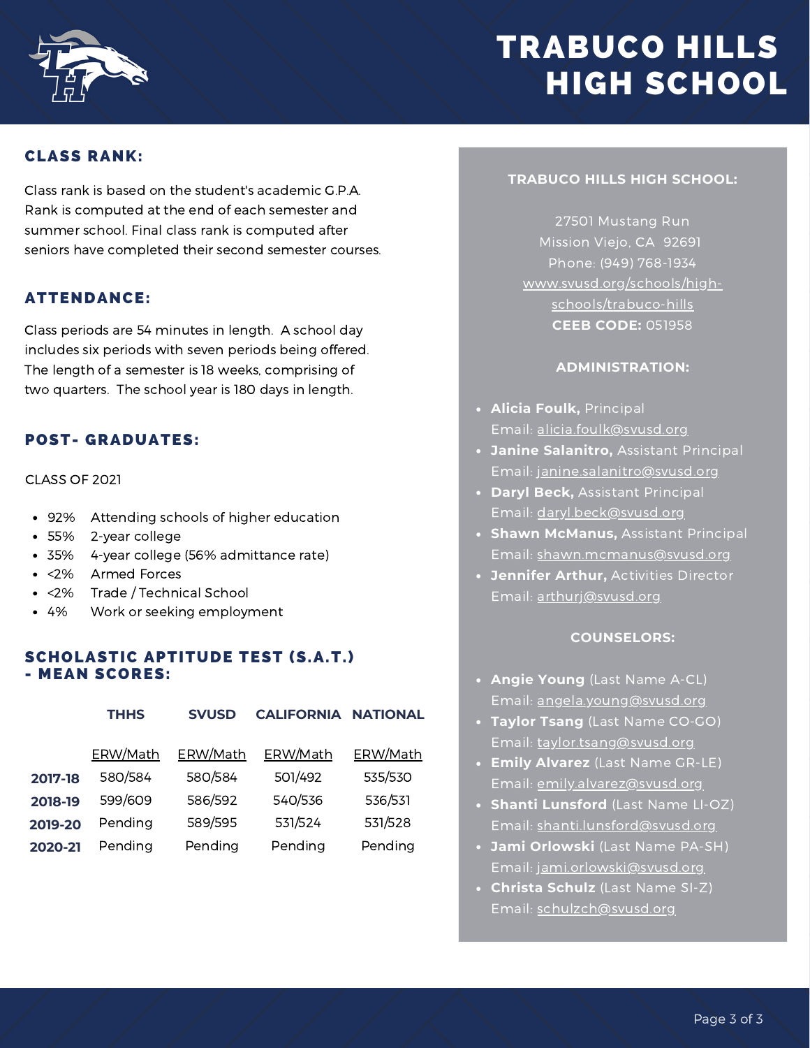# TRABUCO HILLS HIGH SCHOOL

## CLASS RANK:

Class rank is based on the student's academic G.P.A. Rank is computed at the end of each semester and summer school. Final class rank is computed after seniors have completed their second semester courses.

## ATTENDANCE:

Class periods are 54 minutes in length. A school day includes six periods with seven periods being offered. The length of a semester is 18 weeks, comprising of two quarters. The school year is 180 days in length.

## POST- GRADUATES:

CLASS OF 2021

- 92% Attending schools of higher education
- 55% 2-year college
- 35% 4-year college (56% admittance rate)
- <2% Armed Forces
- <2% Trade / Technical School
- 4% Work or seeking employment

## SCHOLASTIC APTITUDE TEST (S.A.T.) - MEAN SCORES:

| | THHS | SVUSD | CALIFORNIA | NATIONAL |
|---|---|---|---|---|
| | ERW/Math | ERW/Math | ERW/Math | ERW/Math |
| 2017-18 | 580/584 | 580/584 | 501/492 | 535/530 |
| 2018-19 | 599/609 | 586/592 | 540/536 | 536/531 |
| 2019-20 | Pending | 589/595 | 531/524 | 531/528 |
| 2020-21 | Pending | Pending | Pending | Pending |

### TRABUCO HILLS HIGH SCHOOL:

27501 Mustang Run
Mission Viejo, CA 92691
Phone: (949) 768-1934
www.svusd.org/schools/high-schools/trabuco-hills
**CEEB CODE:** 051958

### ADMINISTRATION:

- **Alicia Foulk,** Principal
  Email: alicia.foulk@svusd.org
- **Janine Salanitro,** Assistant Principal
  Email: janine.salanitro@svusd.org
- **Daryl Beck,** Assistant Principal
  Email: daryl.beck@svusd.org
- **Shawn McManus,** Assistant Principal
  Email: shawn.mcmanus@svusd.org
- **Jennifer Arthur,** Activities Director
  Email: arthurj@svusd.org

### COUNSELORS:

- **Angie Young** (Last Name A-CL)
  Email: angela.young@svusd.org
- **Taylor Tsang** (Last Name CO-GO)
  Email: taylor.tsang@svusd.org
- **Emily Alvarez** (Last Name GR-LE)
  Email: emily.alvarez@svusd.org
- **Shanti Lunsford** (Last Name LI-OZ)
  Email: shanti.lunsford@svusd.org
- **Jami Orlowski** (Last Name PA-SH)
  Email: jami.orlowski@svusd.org
- **Christa Schulz** (Last Name SI-Z)
  Email: schulzch@svusd.org